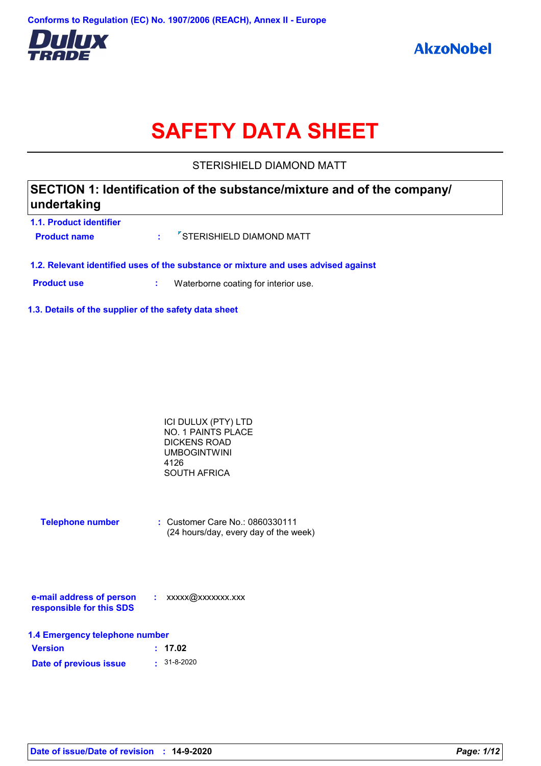Conforms to Regulation (EC) No. 1907/2006 (REACH), Annex II - Europe

Dulux TRADE

AkzoNobel

# SAFETY DATA SHEET

STERISHIELD DIAMOND MATT

## SECTION 1: Identification of the substance/mixture and of the company/ undertaking

### 1.1. Product identifier

**Product name** : STERISHIELD DIAMOND MATT

### 1.2. Relevant identified uses of the substance or mixture and uses advised against

**Product use** : Waterborne coating for interior use.

### 1.3. Details of the supplier of the safety data sheet

ICI DULUX (PTY) LTD
NO. 1 PAINTS PLACE
DICKENS ROAD
UMBOGINTWINI
4126
SOUTH AFRICA

**Telephone number** : Customer Care No.: 0860330111
(24 hours/day, every day of the week)

**e-mail address of person responsible for this SDS** : xxxxx@xxxxxxx.xxx

### 1.4 Emergency telephone number

**Version** : **17.02**

**Date of previous issue** : 31-8-2020

**Date of issue/Date of revision** : **14-9-2020**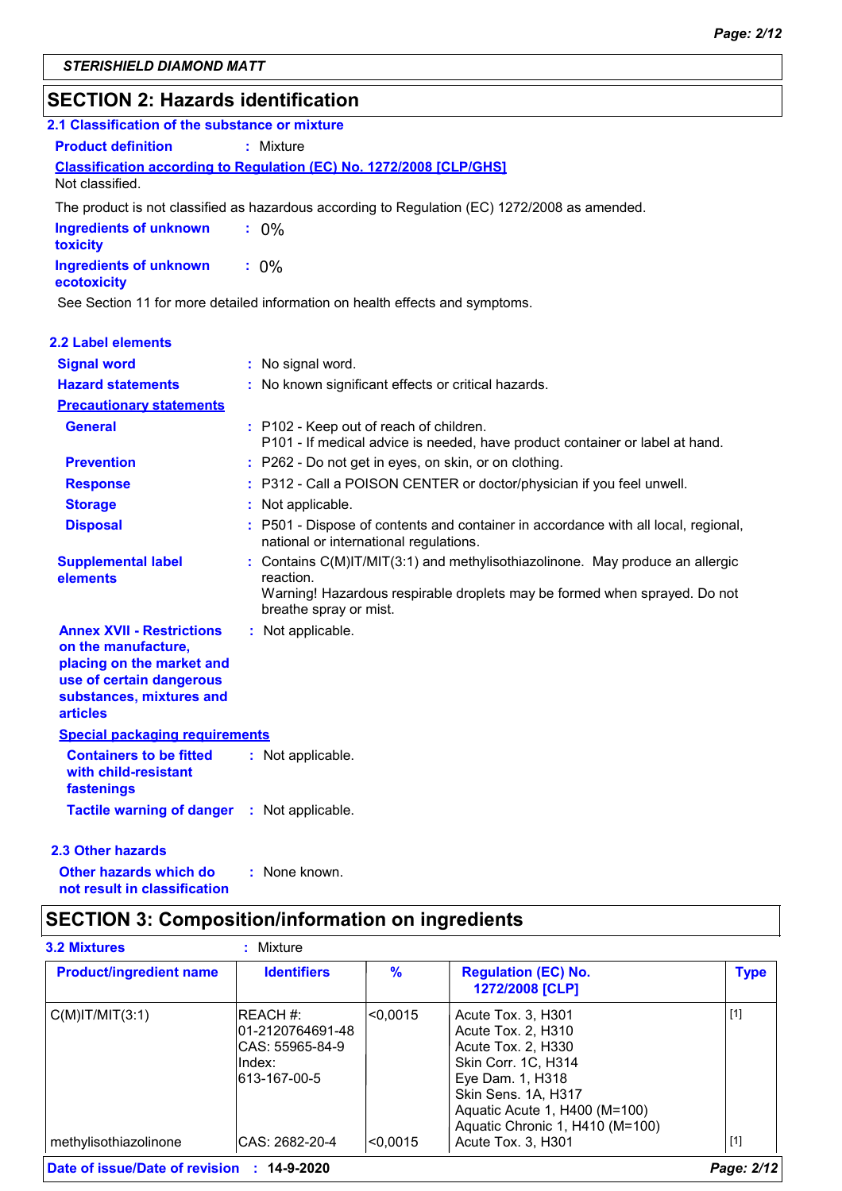**STERISHIELD DIAMOND MATT**

## SECTION 2: Hazards identification

### 2.1 Classification of the substance or mixture

**Product definition** : Mixture

**Classification according to Regulation (EC) No. 1272/2008 [CLP/GHS]**

Not classified.

The product is not classified as hazardous according to Regulation (EC) 1272/2008 as amended.

**Ingredients of unknown toxicity** : 0%

**Ingredients of unknown ecotoxicity** : 0%

See Section 11 for more detailed information on health effects and symptoms.

### 2.2 Label elements

**Signal word** : No signal word.

**Hazard statements** : No known significant effects or critical hazards.

**Precautionary statements**

**General** : P102 - Keep out of reach of children.
P101 - If medical advice is needed, have product container or label at hand.

**Prevention** : P262 - Do not get in eyes, on skin, or on clothing.

**Response** : P312 - Call a POISON CENTER or doctor/physician if you feel unwell.

**Storage** : Not applicable.

**Disposal** : P501 - Dispose of contents and container in accordance with all local, regional, national or international regulations.

**Supplemental label elements** : Contains C(M)IT/MIT(3:1) and methylisothiazolinone. May produce an allergic reaction.
Warning! Hazardous respirable droplets may be formed when sprayed. Do not breathe spray or mist.

**Annex XVII - Restrictions on the manufacture, placing on the market and use of certain dangerous substances, mixtures and articles** : Not applicable.

**Special packaging requirements**

**Containers to be fitted with child-resistant fastenings** : Not applicable.

**Tactile warning of danger** : Not applicable.

### 2.3 Other hazards

**Other hazards which do not result in classification** : None known.

## SECTION 3: Composition/information on ingredients

**3.2 Mixtures** : Mixture

| Product/ingredient name | Identifiers | % | Regulation (EC) No. 1272/2008 [CLP] | Type |
|---|---|---|---|---|
| C(M)IT/MIT(3:1) | REACH #: 01-2120764691-48<br>CAS: 55965-84-9<br>Index: 613-167-00-5 | <0,0015 | Acute Tox. 3, H301<br>Acute Tox. 2, H310<br>Acute Tox. 2, H330<br>Skin Corr. 1C, H314<br>Eye Dam. 1, H318<br>Skin Sens. 1A, H317<br>Aquatic Acute 1, H400 (M=100)<br>Aquatic Chronic 1, H410 (M=100) | [1] |
| methylisothiazolinone | CAS: 2682-20-4 | <0,0015 | Acute Tox. 3, H301 | [1] |

**Date of issue/Date of revision** : 14-9-2020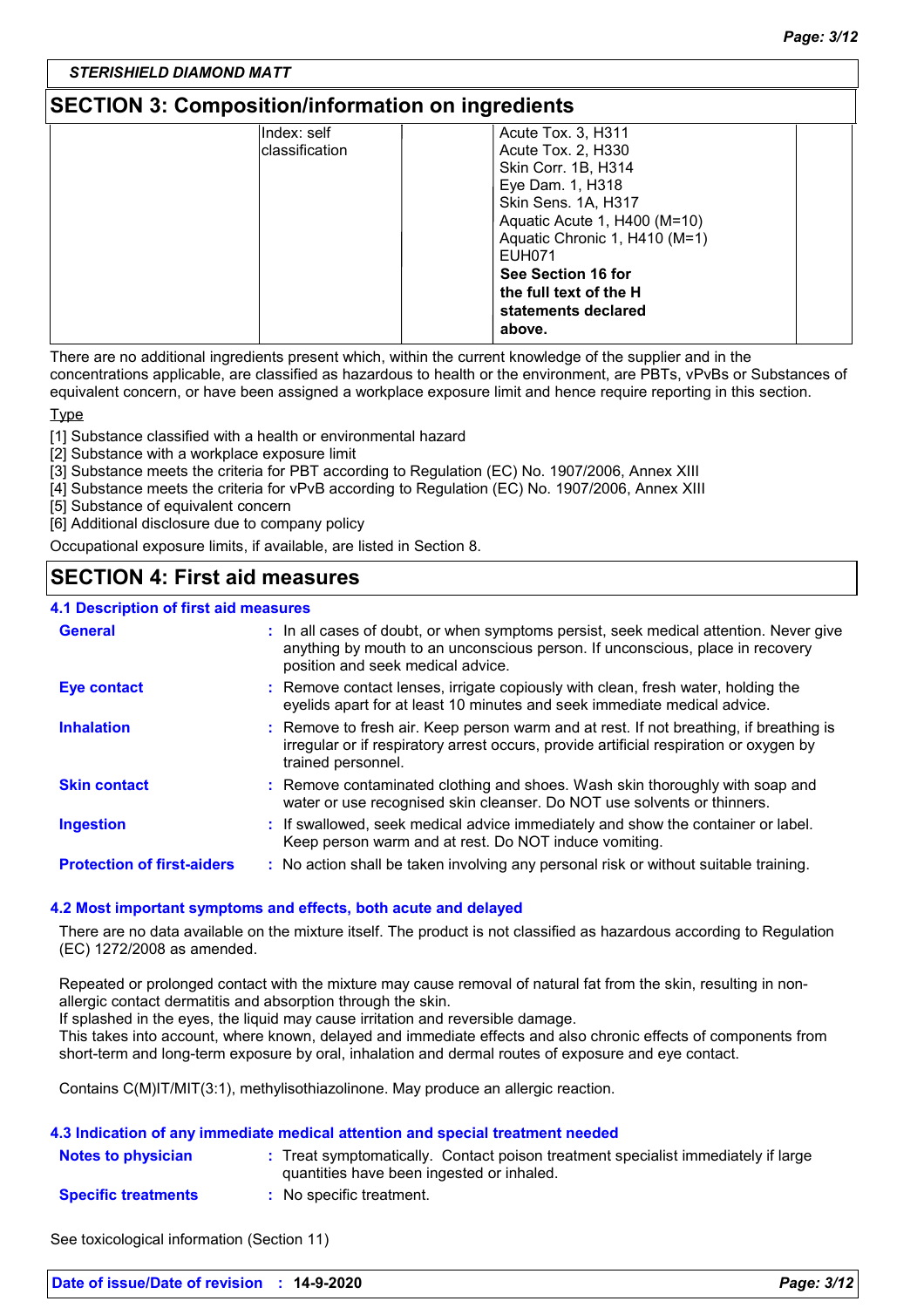STERISHIELD DIAMOND MATT

## SECTION 3: Composition/information on ingredients

| | | | | |
|---|---|---|---|---|
| | Index: self classification | | Acute Tox. 3, H311<br>Acute Tox. 2, H330<br>Skin Corr. 1B, H314<br>Eye Dam. 1, H318<br>Skin Sens. 1A, H317<br>Aquatic Acute 1, H400 (M=10)<br>Aquatic Chronic 1, H410 (M=1)<br>EUH071<br>**See Section 16 for the full text of the H statements declared above.** | |

There are no additional ingredients present which, within the current knowledge of the supplier and in the concentrations applicable, are classified as hazardous to health or the environment, are PBTs, vPvBs or Substances of equivalent concern, or have been assigned a workplace exposure limit and hence require reporting in this section.

Type

[1] Substance classified with a health or environmental hazard
[2] Substance with a workplace exposure limit
[3] Substance meets the criteria for PBT according to Regulation (EC) No. 1907/2006, Annex XIII
[4] Substance meets the criteria for vPvB according to Regulation (EC) No. 1907/2006, Annex XIII
[5] Substance of equivalent concern
[6] Additional disclosure due to company policy

Occupational exposure limits, if available, are listed in Section 8.

## SECTION 4: First aid measures

### 4.1 Description of first aid measures

**General** : In all cases of doubt, or when symptoms persist, seek medical attention. Never give anything by mouth to an unconscious person. If unconscious, place in recovery position and seek medical advice.

**Eye contact** : Remove contact lenses, irrigate copiously with clean, fresh water, holding the eyelids apart for at least 10 minutes and seek immediate medical advice.

**Inhalation** : Remove to fresh air. Keep person warm and at rest. If not breathing, if breathing is irregular or if respiratory arrest occurs, provide artificial respiration or oxygen by trained personnel.

**Skin contact** : Remove contaminated clothing and shoes. Wash skin thoroughly with soap and water or use recognised skin cleanser. Do NOT use solvents or thinners.

**Ingestion** : If swallowed, seek medical advice immediately and show the container or label. Keep person warm and at rest. Do NOT induce vomiting.

**Protection of first-aiders** : No action shall be taken involving any personal risk or without suitable training.

### 4.2 Most important symptoms and effects, both acute and delayed

There are no data available on the mixture itself. The product is not classified as hazardous according to Regulation (EC) 1272/2008 as amended.

Repeated or prolonged contact with the mixture may cause removal of natural fat from the skin, resulting in non-allergic contact dermatitis and absorption through the skin.
If splashed in the eyes, the liquid may cause irritation and reversible damage.
This takes into account, where known, delayed and immediate effects and also chronic effects of components from short-term and long-term exposure by oral, inhalation and dermal routes of exposure and eye contact.

Contains C(M)IT/MIT(3:1), methylisothiazolinone. May produce an allergic reaction.

### 4.3 Indication of any immediate medical attention and special treatment needed

**Notes to physician** : Treat symptomatically. Contact poison treatment specialist immediately if large quantities have been ingested or inhaled.

**Specific treatments** : No specific treatment.

See toxicological information (Section 11)

**Date of issue/Date of revision** : **14-9-2020**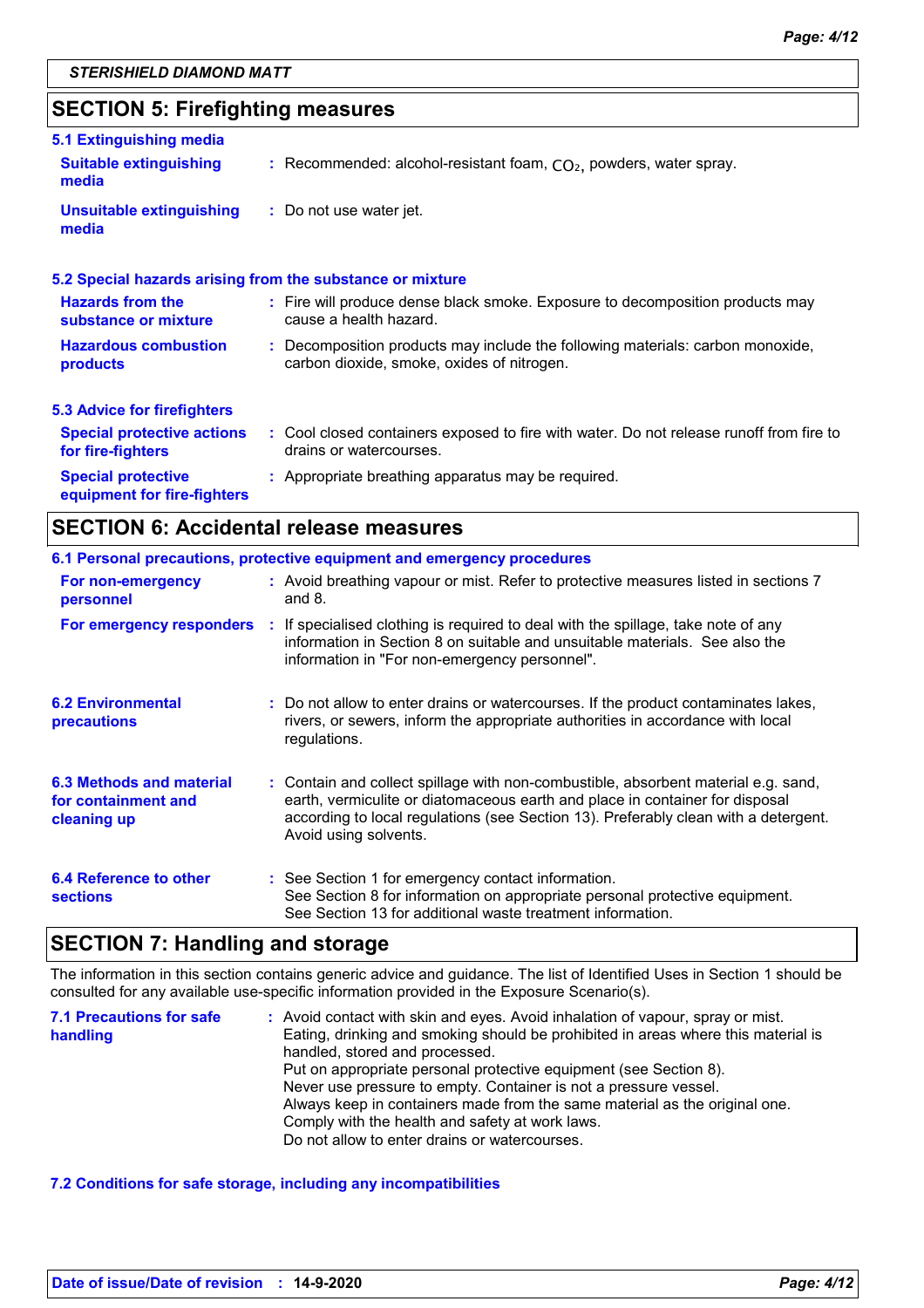*STERISHIELD DIAMOND MATT*

## SECTION 5: Firefighting measures

### 5.1 Extinguishing media

**Suitable extinguishing media** : Recommended: alcohol-resistant foam, $CO_2$, powders, water spray.

**Unsuitable extinguishing media** : Do not use water jet.

### 5.2 Special hazards arising from the substance or mixture

**Hazards from the substance or mixture** : Fire will produce dense black smoke. Exposure to decomposition products may cause a health hazard.

**Hazardous combustion products** : Decomposition products may include the following materials: carbon monoxide, carbon dioxide, smoke, oxides of nitrogen.

### 5.3 Advice for firefighters

**Special protective actions for fire-fighters** : Cool closed containers exposed to fire with water. Do not release runoff from fire to drains or watercourses.

**Special protective equipment for fire-fighters** : Appropriate breathing apparatus may be required.

## SECTION 6: Accidental release measures

### 6.1 Personal precautions, protective equipment and emergency procedures

**For non-emergency personnel** : Avoid breathing vapour or mist. Refer to protective measures listed in sections 7 and 8.

**For emergency responders** : If specialised clothing is required to deal with the spillage, take note of any information in Section 8 on suitable and unsuitable materials. See also the information in "For non-emergency personnel".

**6.2 Environmental precautions** : Do not allow to enter drains or watercourses. If the product contaminates lakes, rivers, or sewers, inform the appropriate authorities in accordance with local regulations.

**6.3 Methods and material for containment and cleaning up** : Contain and collect spillage with non-combustible, absorbent material e.g. sand, earth, vermiculite or diatomaceous earth and place in container for disposal according to local regulations (see Section 13). Preferably clean with a detergent. Avoid using solvents.

**6.4 Reference to other sections** : See Section 1 for emergency contact information.
See Section 8 for information on appropriate personal protective equipment.
See Section 13 for additional waste treatment information.

## SECTION 7: Handling and storage

The information in this section contains generic advice and guidance. The list of Identified Uses in Section 1 should be consulted for any available use-specific information provided in the Exposure Scenario(s).

**7.1 Precautions for safe handling** : Avoid contact with skin and eyes. Avoid inhalation of vapour, spray or mist.
Eating, drinking and smoking should be prohibited in areas where this material is handled, stored and processed.
Put on appropriate personal protective equipment (see Section 8).
Never use pressure to empty. Container is not a pressure vessel.
Always keep in containers made from the same material as the original one.
Comply with the health and safety at work laws.
Do not allow to enter drains or watercourses.

### 7.2 Conditions for safe storage, including any incompatibilities

**Date of issue/Date of revision** : **14-9-2020**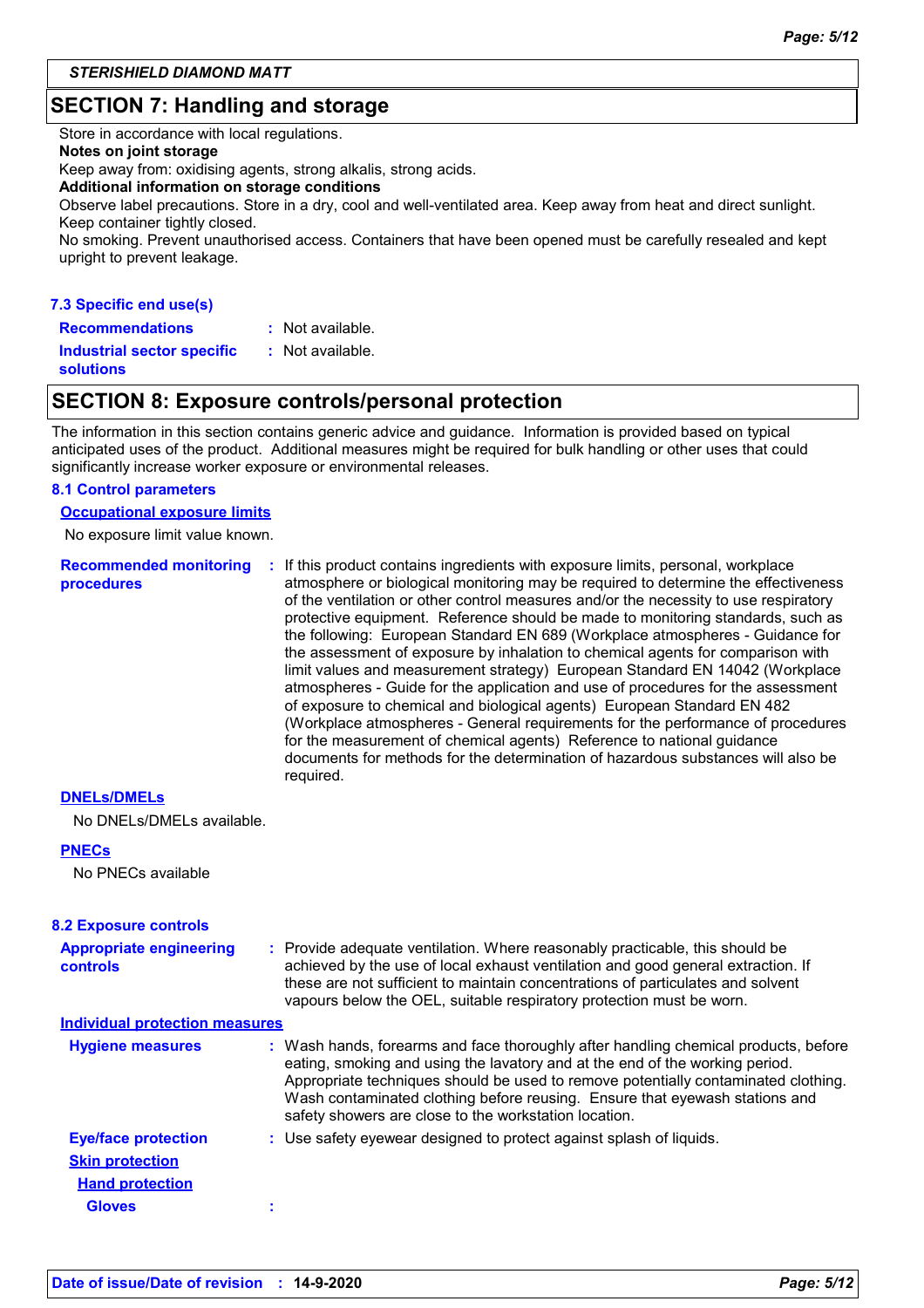STERISHIELD DIAMOND MATT

## SECTION 7: Handling and storage

Store in accordance with local regulations.

**Notes on joint storage**

Keep away from: oxidising agents, strong alkalis, strong acids.

**Additional information on storage conditions**

Observe label precautions. Store in a dry, cool and well-ventilated area. Keep away from heat and direct sunlight. Keep container tightly closed.

No smoking. Prevent unauthorised access. Containers that have been opened must be carefully resealed and kept upright to prevent leakage.

### 7.3 Specific end use(s)

**Recommendations** : Not available.

**Industrial sector specific solutions** : Not available.

## SECTION 8: Exposure controls/personal protection

The information in this section contains generic advice and guidance. Information is provided based on typical anticipated uses of the product. Additional measures might be required for bulk handling or other uses that could significantly increase worker exposure or environmental releases.

### 8.1 Control parameters

**Occupational exposure limits**

No exposure limit value known.

**Recommended monitoring procedures** : If this product contains ingredients with exposure limits, personal, workplace atmosphere or biological monitoring may be required to determine the effectiveness of the ventilation or other control measures and/or the necessity to use respiratory protective equipment. Reference should be made to monitoring standards, such as the following: European Standard EN 689 (Workplace atmospheres - Guidance for the assessment of exposure by inhalation to chemical agents for comparison with limit values and measurement strategy) European Standard EN 14042 (Workplace atmospheres - Guide for the application and use of procedures for the assessment of exposure to chemical and biological agents) European Standard EN 482 (Workplace atmospheres - General requirements for the performance of procedures for the measurement of chemical agents) Reference to national guidance documents for methods for the determination of hazardous substances will also be required.

**DNELs/DMELs**

No DNELs/DMELs available.

**PNECs**

No PNECs available

### 8.2 Exposure controls

**Appropriate engineering controls** : Provide adequate ventilation. Where reasonably practicable, this should be achieved by the use of local exhaust ventilation and good general extraction. If these are not sufficient to maintain concentrations of particulates and solvent vapours below the OEL, suitable respiratory protection must be worn.

**Individual protection measures**

**Hygiene measures** : Wash hands, forearms and face thoroughly after handling chemical products, before eating, smoking and using the lavatory and at the end of the working period. Appropriate techniques should be used to remove potentially contaminated clothing. Wash contaminated clothing before reusing. Ensure that eyewash stations and safety showers are close to the workstation location.

**Eye/face protection** : Use safety eyewear designed to protect against splash of liquids.

**Skin protection**

**Hand protection**

**Gloves** :

Date of issue/Date of revision : 14-9-2020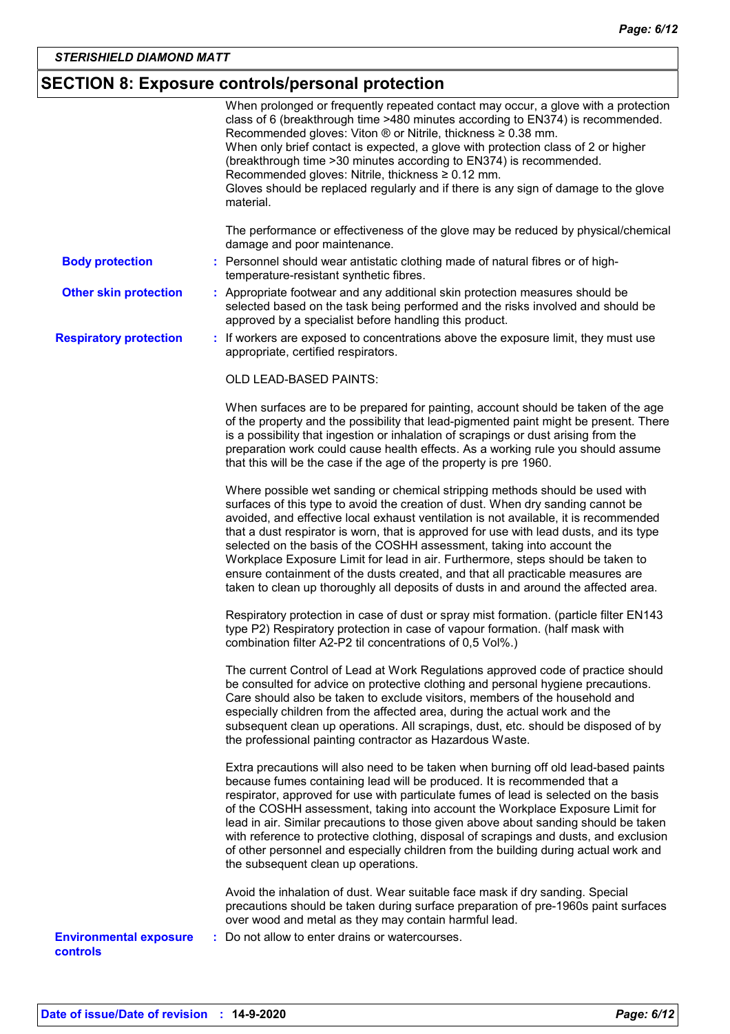## SECTION 8: Exposure controls/personal protection

When prolonged or frequently repeated contact may occur, a glove with a protection class of 6 (breakthrough time >480 minutes according to EN374) is recommended. Recommended gloves: Viton ® or Nitrile, thickness ≥ 0.38 mm.
When only brief contact is expected, a glove with protection class of 2 or higher (breakthrough time >30 minutes according to EN374) is recommended. Recommended gloves: Nitrile, thickness ≥ 0.12 mm.
Gloves should be replaced regularly and if there is any sign of damage to the glove material.

The performance or effectiveness of the glove may be reduced by physical/chemical damage and poor maintenance.

**Body protection** : Personnel should wear antistatic clothing made of natural fibres or of high-temperature-resistant synthetic fibres.

**Other skin protection** : Appropriate footwear and any additional skin protection measures should be selected based on the task being performed and the risks involved and should be approved by a specialist before handling this product.

**Respiratory protection** : If workers are exposed to concentrations above the exposure limit, they must use appropriate, certified respirators.

OLD LEAD-BASED PAINTS:

When surfaces are to be prepared for painting, account should be taken of the age of the property and the possibility that lead-pigmented paint might be present. There is a possibility that ingestion or inhalation of scrapings or dust arising from the preparation work could cause health effects. As a working rule you should assume that this will be the case if the age of the property is pre 1960.

Where possible wet sanding or chemical stripping methods should be used with surfaces of this type to avoid the creation of dust. When dry sanding cannot be avoided, and effective local exhaust ventilation is not available, it is recommended that a dust respirator is worn, that is approved for use with lead dusts, and its type selected on the basis of the COSHH assessment, taking into account the Workplace Exposure Limit for lead in air. Furthermore, steps should be taken to ensure containment of the dusts created, and that all practicable measures are taken to clean up thoroughly all deposits of dusts in and around the affected area.

Respiratory protection in case of dust or spray mist formation. (particle filter EN143 type P2) Respiratory protection in case of vapour formation. (half mask with combination filter A2-P2 til concentrations of 0,5 Vol%.)

The current Control of Lead at Work Regulations approved code of practice should be consulted for advice on protective clothing and personal hygiene precautions. Care should also be taken to exclude visitors, members of the household and especially children from the affected area, during the actual work and the subsequent clean up operations. All scrapings, dust, etc. should be disposed of by the professional painting contractor as Hazardous Waste.

Extra precautions will also need to be taken when burning off old lead-based paints because fumes containing lead will be produced. It is recommended that a respirator, approved for use with particulate fumes of lead is selected on the basis of the COSHH assessment, taking into account the Workplace Exposure Limit for lead in air. Similar precautions to those given above about sanding should be taken with reference to protective clothing, disposal of scrapings and dusts, and exclusion of other personnel and especially children from the building during actual work and the subsequent clean up operations.

Avoid the inhalation of dust. Wear suitable face mask if dry sanding. Special precautions should be taken during surface preparation of pre-1960s paint surfaces over wood and metal as they may contain harmful lead.

**Environmental exposure controls** : Do not allow to enter drains or watercourses.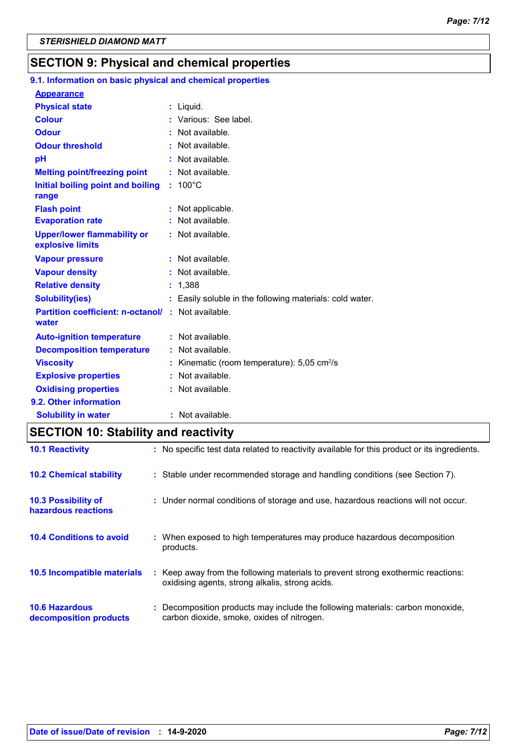**STERISHIELD DIAMOND MATT**

## SECTION 9: Physical and chemical properties

### 9.1. Information on basic physical and chemical properties

**Appearance**

| | |
|---|---|
| **Physical state** | Liquid. |
| **Colour** | Various: See label. |
| **Odour** | Not available. |
| **Odour threshold** | Not available. |
| **pH** | Not available. |
| **Melting point/freezing point** | Not available. |
| **Initial boiling point and boiling range** | 100°C |
| **Flash point** | Not applicable. |
| **Evaporation rate** | Not available. |
| **Upper/lower flammability or explosive limits** | Not available. |
| **Vapour pressure** | Not available. |
| **Vapour density** | Not available. |
| **Relative density** | 1,388 |
| **Solubility(ies)** | Easily soluble in the following materials: cold water. |
| **Partition coefficient: n-octanol/ water** | Not available. |
| **Auto-ignition temperature** | Not available. |
| **Decomposition temperature** | Not available. |
| **Viscosity** | Kinematic (room temperature): 5,05 $cm^2/s$ |
| **Explosive properties** | Not available. |
| **Oxidising properties** | Not available. |

### 9.2. Other information

| | |
|---|---|
| **Solubility in water** | Not available. |

## SECTION 10: Stability and reactivity

| | |
|---|---|
| **10.1 Reactivity** | No specific test data related to reactivity available for this product or its ingredients. |
| **10.2 Chemical stability** | Stable under recommended storage and handling conditions (see Section 7). |
| **10.3 Possibility of hazardous reactions** | Under normal conditions of storage and use, hazardous reactions will not occur. |
| **10.4 Conditions to avoid** | When exposed to high temperatures may produce hazardous decomposition products. |
| **10.5 Incompatible materials** | Keep away from the following materials to prevent strong exothermic reactions: oxidising agents, strong alkalis, strong acids. |
| **10.6 Hazardous decomposition products** | Decomposition products may include the following materials: carbon monoxide, carbon dioxide, smoke, oxides of nitrogen. |

**Date of issue/Date of revision** : **14-9-2020**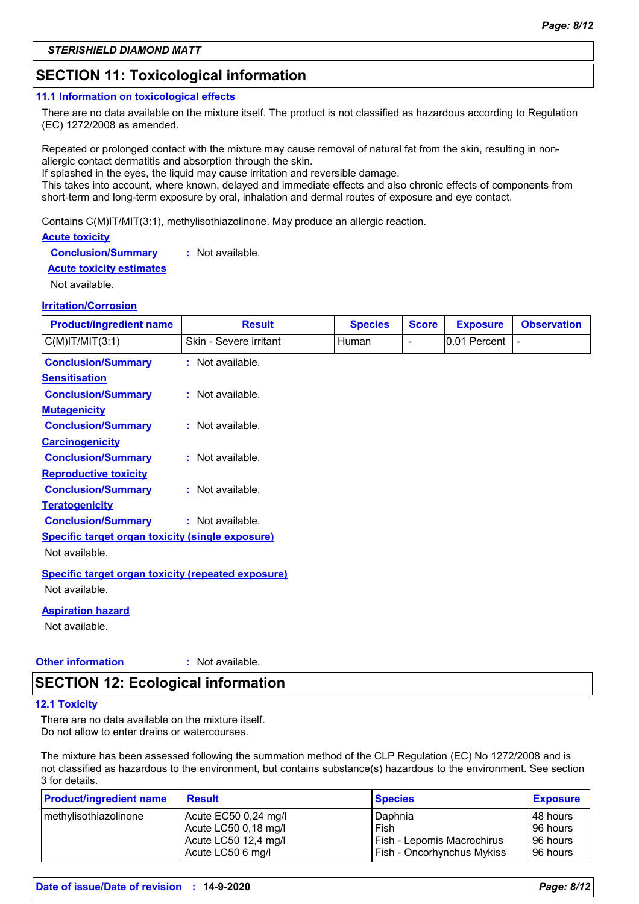STERISHIELD DIAMOND MATT

## SECTION 11: Toxicological information

### 11.1 Information on toxicological effects

There are no data available on the mixture itself. The product is not classified as hazardous according to Regulation (EC) 1272/2008 as amended.

Repeated or prolonged contact with the mixture may cause removal of natural fat from the skin, resulting in non-allergic contact dermatitis and absorption through the skin.
If splashed in the eyes, the liquid may cause irritation and reversible damage.
This takes into account, where known, delayed and immediate effects and also chronic effects of components from short-term and long-term exposure by oral, inhalation and dermal routes of exposure and eye contact.

Contains C(M)IT/MIT(3:1), methylisothiazolinone. May produce an allergic reaction.

**Acute toxicity**

**Conclusion/Summary** : Not available.

**Acute toxicity estimates**

Not available.

**Irritation/Corrosion**

| Product/ingredient name | Result | Species | Score | Exposure | Observation |
|---|---|---|---|---|---|
| C(M)IT/MIT(3:1) | Skin - Severe irritant | Human | - | 0.01 Percent | - |

**Conclusion/Summary** : Not available.

**Sensitisation**

**Conclusion/Summary** : Not available.

**Mutagenicity**

**Conclusion/Summary** : Not available.

**Carcinogenicity**

**Conclusion/Summary** : Not available.

**Reproductive toxicity**

**Conclusion/Summary** : Not available.

**Teratogenicity**

**Conclusion/Summary** : Not available.

**Specific target organ toxicity (single exposure)**

Not available.

**Specific target organ toxicity (repeated exposure)**

Not available.

**Aspiration hazard**

Not available.

**Other information** : Not available.

## SECTION 12: Ecological information

### 12.1 Toxicity

There are no data available on the mixture itself.
Do not allow to enter drains or watercourses.

The mixture has been assessed following the summation method of the CLP Regulation (EC) No 1272/2008 and is not classified as hazardous to the environment, but contains substance(s) hazardous to the environment. See section 3 for details.

| Product/ingredient name | Result | Species | Exposure |
|---|---|---|---|
| methylisothiazolinone | Acute EC50 0,24 mg/l | Daphnia | 48 hours |
| | Acute LC50 0,18 mg/l | Fish | 96 hours |
| | Acute LC50 12,4 mg/l | Fish - Lepomis Macrochirus | 96 hours |
| | Acute LC50 6 mg/l | Fish - Oncorhynchus Mykiss | 96 hours |

**Date of issue/Date of revision** : **14-9-2020**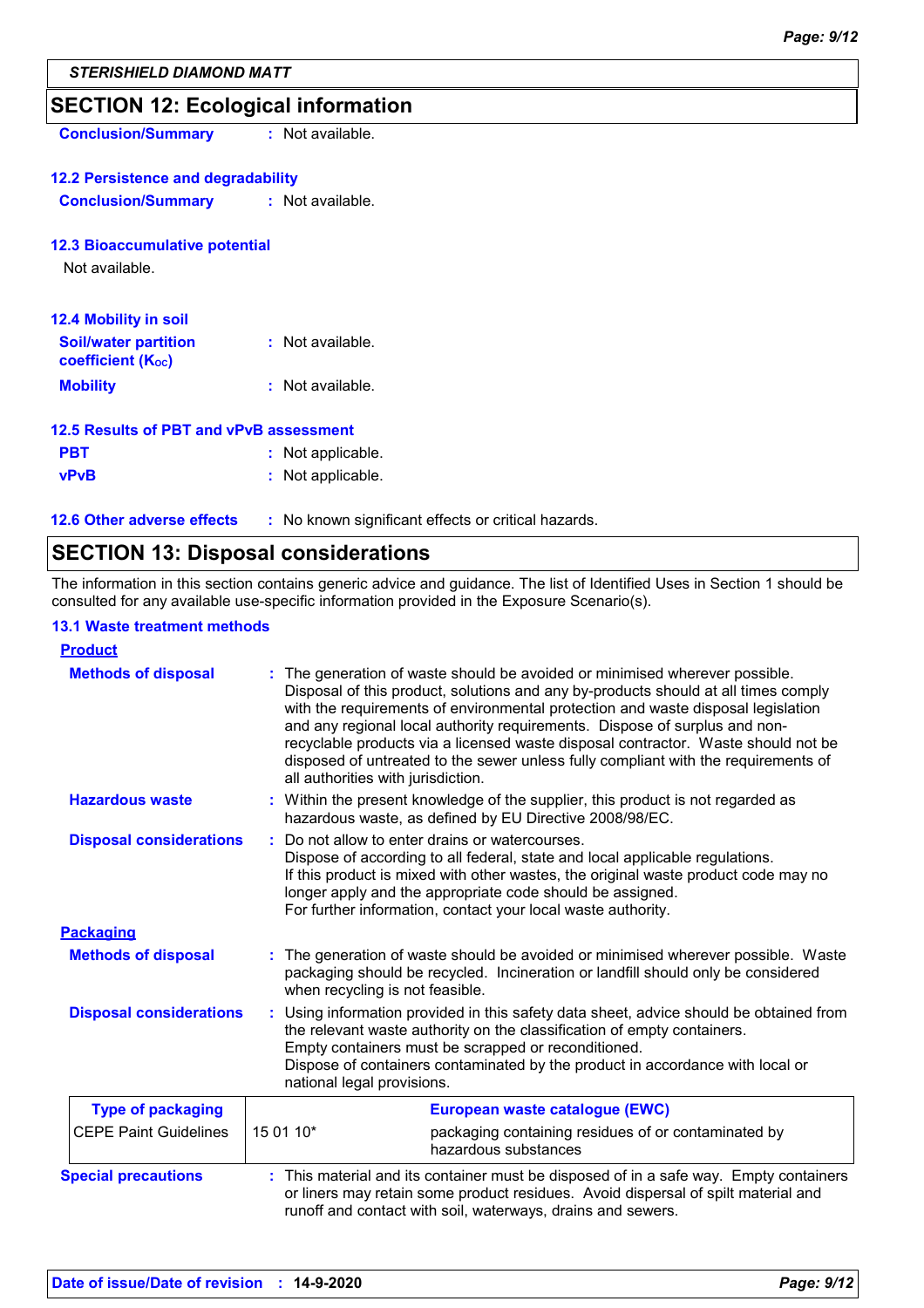## SECTION 12: Ecological information

**Conclusion/Summary** : Not available.

### 12.2 Persistence and degradability

**Conclusion/Summary** : Not available.

### 12.3 Bioaccumulative potential

Not available.

### 12.4 Mobility in soil

**Soil/water partition coefficient ($K_{OC}$)** : Not available.

**Mobility** : Not available.

### 12.5 Results of PBT and vPvB assessment

**PBT** : Not applicable.

**vPvB** : Not applicable.

### 12.6 Other adverse effects : No known significant effects or critical hazards.

## SECTION 13: Disposal considerations

The information in this section contains generic advice and guidance. The list of Identified Uses in Section 1 should be consulted for any available use-specific information provided in the Exposure Scenario(s).

### 13.1 Waste treatment methods

**Product**

**Methods of disposal** : The generation of waste should be avoided or minimised wherever possible. Disposal of this product, solutions and any by-products should at all times comply with the requirements of environmental protection and waste disposal legislation and any regional local authority requirements. Dispose of surplus and non-recyclable products via a licensed waste disposal contractor. Waste should not be disposed of untreated to the sewer unless fully compliant with the requirements of all authorities with jurisdiction.

**Hazardous waste** : Within the present knowledge of the supplier, this product is not regarded as hazardous waste, as defined by EU Directive 2008/98/EC.

**Disposal considerations** : Do not allow to enter drains or watercourses.
Dispose of according to all federal, state and local applicable regulations.
If this product is mixed with other wastes, the original waste product code may no longer apply and the appropriate code should be assigned.
For further information, contact your local waste authority.

**Packaging**

**Methods of disposal** : The generation of waste should be avoided or minimised wherever possible. Waste packaging should be recycled. Incineration or landfill should only be considered when recycling is not feasible.

**Disposal considerations** : Using information provided in this safety data sheet, advice should be obtained from the relevant waste authority on the classification of empty containers.
Empty containers must be scrapped or reconditioned.
Dispose of containers contaminated by the product in accordance with local or national legal provisions.

| Type of packaging | European waste catalogue (EWC) | |
|---|---|---|
| CEPE Paint Guidelines | 15 01 10* | packaging containing residues of or contaminated by hazardous substances |

**Special precautions** : This material and its container must be disposed of in a safe way. Empty containers or liners may retain some product residues. Avoid dispersal of spilt material and runoff and contact with soil, waterways, drains and sewers.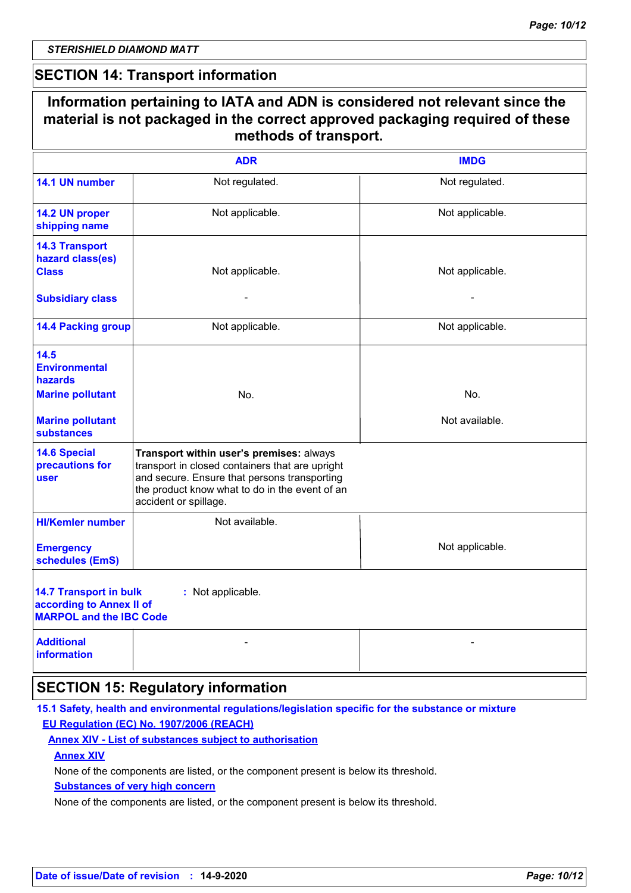*STERISHIELD DIAMOND MATT*

## SECTION 14: Transport information

**Information pertaining to IATA and ADN is considered not relevant since the material is not packaged in the correct approved packaging required of these methods of transport.**

| | ADR | IMDG |
|---|---|---|
| **14.1 UN number** | Not regulated. | Not regulated. |
| **14.2 UN proper shipping name** | Not applicable. | Not applicable. |
| **14.3 Transport hazard class(es)** **Class** | Not applicable. | Not applicable. |
| **Subsidiary class** | - | - |
| **14.4 Packing group** | Not applicable. | Not applicable. |
| **14.5 Environmental hazards** **Marine pollutant** | No. | No. |
| **Marine pollutant substances** | | Not available. |
| **14.6 Special precautions for user** | **Transport within user's premises:** always transport in closed containers that are upright and secure. Ensure that persons transporting the product know what to do in the event of an accident or spillage. | |
| **HI/Kemler number** | Not available. | |
| **Emergency schedules (EmS)** | | Not applicable. |
| **14.7 Transport in bulk according to Annex II of MARPOL and the IBC Code** | : Not applicable. | |
| **Additional information** | - | - |

## SECTION 15: Regulatory information

**15.1 Safety, health and environmental regulations/legislation specific for the substance or mixture**

**EU Regulation (EC) No. 1907/2006 (REACH)**

**Annex XIV - List of substances subject to authorisation**

**Annex XIV**

None of the components are listed, or the component present is below its threshold.

**Substances of very high concern**

None of the components are listed, or the component present is below its threshold.

**Date of issue/Date of revision : 14-9-2020**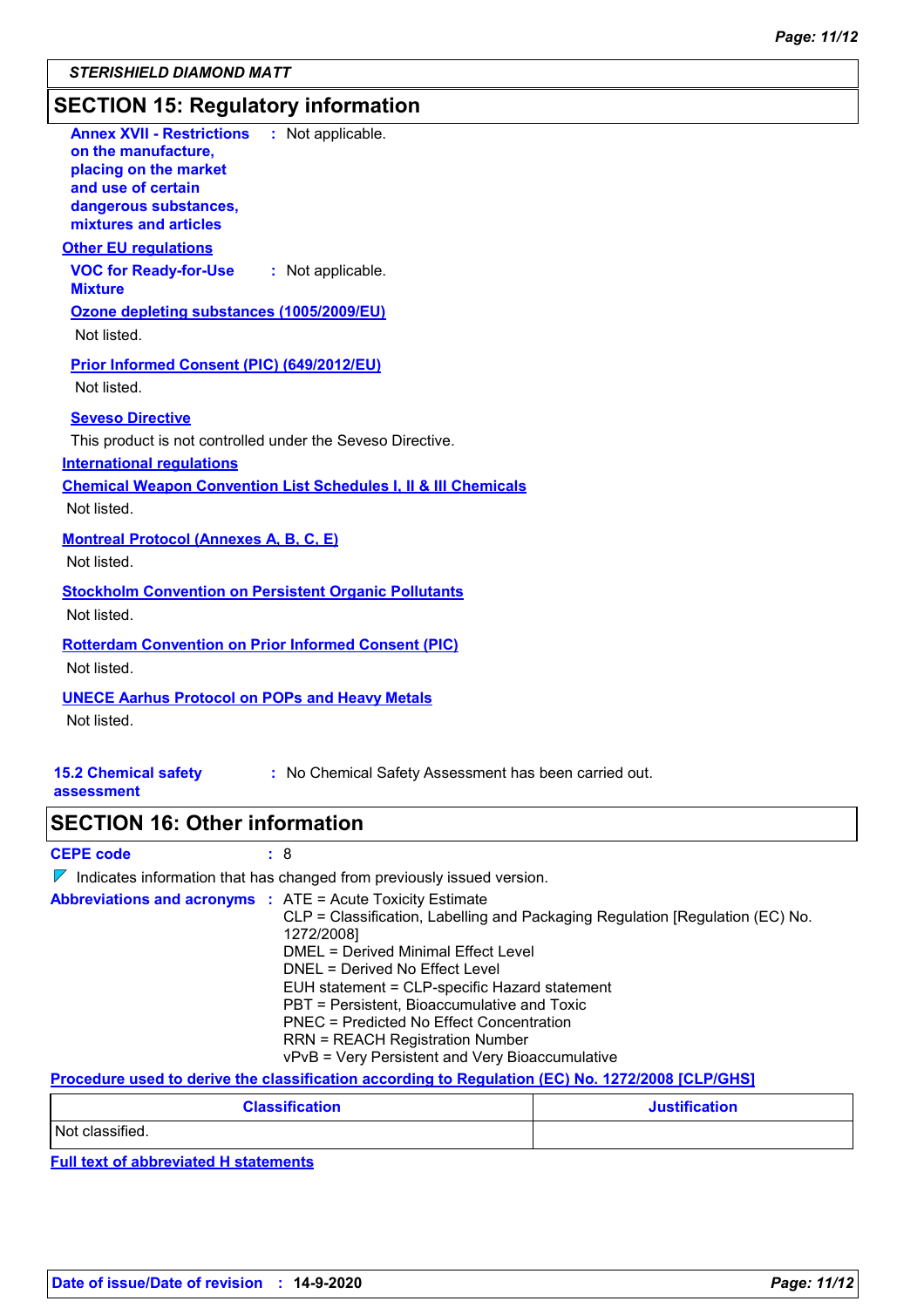## SECTION 15: Regulatory information

**Annex XVII - Restrictions on the manufacture, placing on the market and use of certain dangerous substances, mixtures and articles** : Not applicable.

**Other EU regulations**

**VOC for Ready-for-Use Mixture** : Not applicable.

**Ozone depleting substances (1005/2009/EU)**

Not listed.

**Prior Informed Consent (PIC) (649/2012/EU)**

Not listed.

**Seveso Directive**

This product is not controlled under the Seveso Directive.

**International regulations**

**Chemical Weapon Convention List Schedules I, II & III Chemicals**

Not listed.

**Montreal Protocol (Annexes A, B, C, E)**

Not listed.

**Stockholm Convention on Persistent Organic Pollutants**

Not listed.

**Rotterdam Convention on Prior Informed Consent (PIC)**

Not listed.

**UNECE Aarhus Protocol on POPs and Heavy Metals**

Not listed.

**15.2 Chemical safety assessment** : No Chemical Safety Assessment has been carried out.

## SECTION 16: Other information

**CEPE code** : 8

Indicates information that has changed from previously issued version.

**Abbreviations and acronyms** :
- ATE = Acute Toxicity Estimate
- CLP = Classification, Labelling and Packaging Regulation [Regulation (EC) No. 1272/2008]
- DMEL = Derived Minimal Effect Level
- DNEL = Derived No Effect Level
- EUH statement = CLP-specific Hazard statement
- PBT = Persistent, Bioaccumulative and Toxic
- PNEC = Predicted No Effect Concentration
- RRN = REACH Registration Number
- vPvB = Very Persistent and Very Bioaccumulative

**Procedure used to derive the classification according to Regulation (EC) No. 1272/2008 [CLP/GHS]**

| Classification | Justification |
| --- | --- |
| Not classified. | |

**Full text of abbreviated H statements**

**Date of issue/Date of revision** : 14-9-2020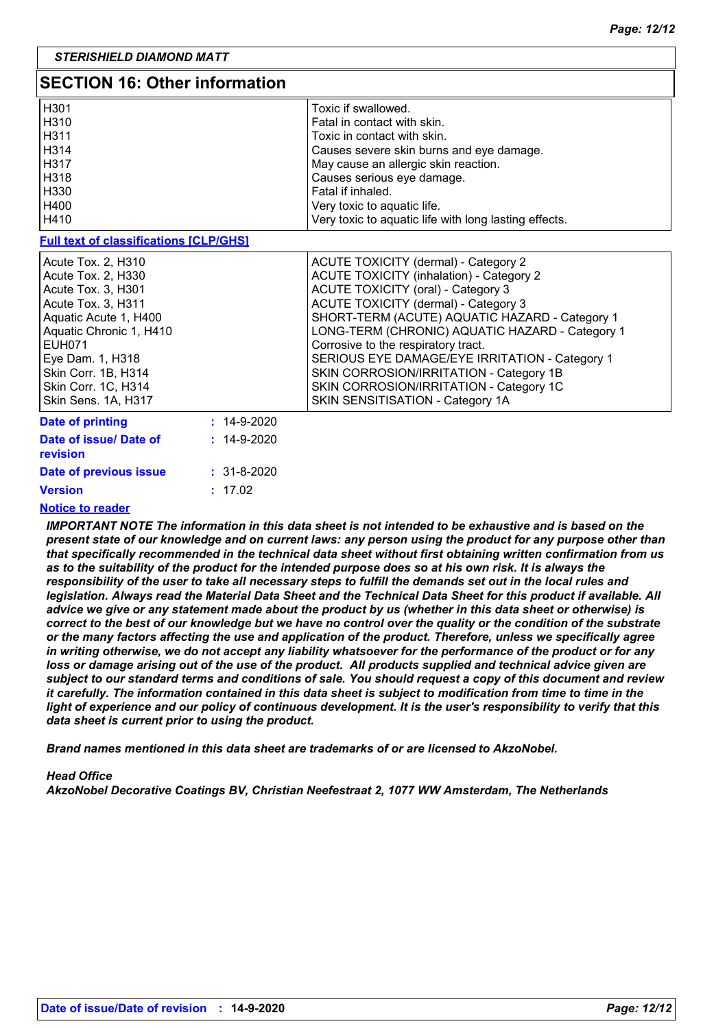STERISHIELD DIAMOND MATT

## SECTION 16: Other information

| | |
|---|---|
| H301 | Toxic if swallowed. |
| H310 | Fatal in contact with skin. |
| H311 | Toxic in contact with skin. |
| H314 | Causes severe skin burns and eye damage. |
| H317 | May cause an allergic skin reaction. |
| H318 | Causes serious eye damage. |
| H330 | Fatal if inhaled. |
| H400 | Very toxic to aquatic life. |
| H410 | Very toxic to aquatic life with long lasting effects. |

**Full text of classifications [CLP/GHS]**

| | |
|---|---|
| Acute Tox. 2, H310 | ACUTE TOXICITY (dermal) - Category 2 |
| Acute Tox. 2, H330 | ACUTE TOXICITY (inhalation) - Category 2 |
| Acute Tox. 3, H301 | ACUTE TOXICITY (oral) - Category 3 |
| Acute Tox. 3, H311 | ACUTE TOXICITY (dermal) - Category 3 |
| Aquatic Acute 1, H400 | SHORT-TERM (ACUTE) AQUATIC HAZARD - Category 1 |
| Aquatic Chronic 1, H410 | LONG-TERM (CHRONIC) AQUATIC HAZARD - Category 1 |
| EUH071 | Corrosive to the respiratory tract. |
| Eye Dam. 1, H318 | SERIOUS EYE DAMAGE/EYE IRRITATION - Category 1 |
| Skin Corr. 1B, H314 | SKIN CORROSION/IRRITATION - Category 1B |
| Skin Corr. 1C, H314 | SKIN CORROSION/IRRITATION - Category 1C |
| Skin Sens. 1A, H317 | SKIN SENSITISATION - Category 1A |

**Date of printing** : 14-9-2020

**Date of issue/ Date of revision** : 14-9-2020

**Date of previous issue** : 31-8-2020

**Version** : 17.02

**Notice to reader**

***IMPORTANT NOTE The information in this data sheet is not intended to be exhaustive and is based on the present state of our knowledge and on current laws: any person using the product for any purpose other than that specifically recommended in the technical data sheet without first obtaining written confirmation from us as to the suitability of the product for the intended purpose does so at his own risk. It is always the responsibility of the user to take all necessary steps to fulfill the demands set out in the local rules and legislation. Always read the Material Data Sheet and the Technical Data Sheet for this product if available. All advice we give or any statement made about the product by us (whether in this data sheet or otherwise) is correct to the best of our knowledge but we have no control over the quality or the condition of the substrate or the many factors affecting the use and application of the product. Therefore, unless we specifically agree in writing otherwise, we do not accept any liability whatsoever for the performance of the product or for any loss or damage arising out of the use of the product. All products supplied and technical advice given are subject to our standard terms and conditions of sale. You should request a copy of this document and review it carefully. The information contained in this data sheet is subject to modification from time to time in the light of experience and our policy of continuous development. It is the user's responsibility to verify that this data sheet is current prior to using the product.***

***Brand names mentioned in this data sheet are trademarks of or are licensed to AkzoNobel.***

***Head Office***
***AkzoNobel Decorative Coatings BV, Christian Neefestraat 2, 1077 WW Amsterdam, The Netherlands***